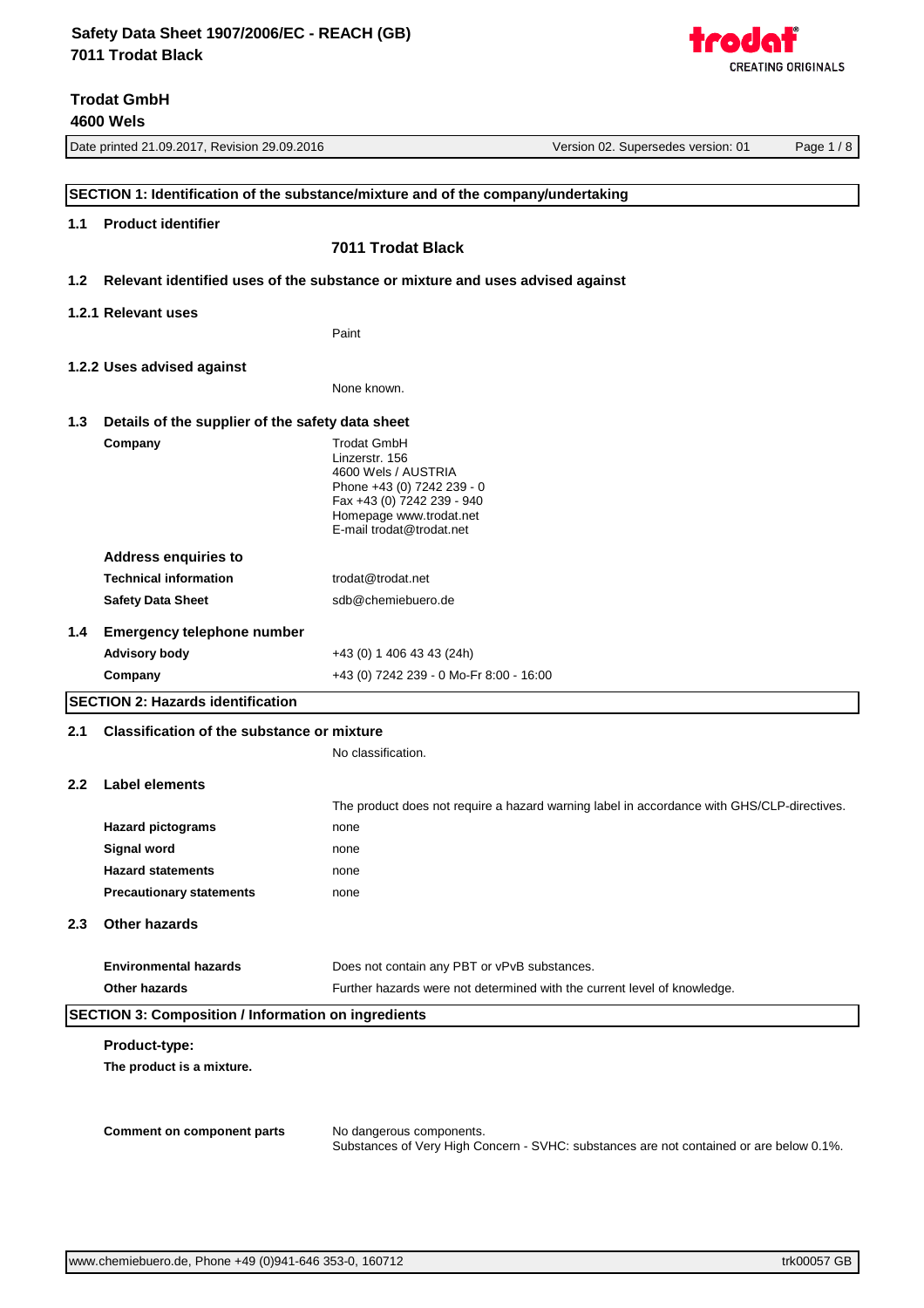# Safety Data Sheet 1907/2006/EC - REACH (GB)
# 7011 Trodat Black

**Trodat GmbH**
**4600 Wels**

Date printed 21.09.2017, Revision 29.09.2016 | Version 02. Supersedes version: 01

## SECTION 1: Identification of the substance/mixture and of the company/undertaking

### 1.1 Product identifier

**7011 Trodat Black**

### 1.2 Relevant identified uses of the substance or mixture and uses advised against

#### 1.2.1 Relevant uses

Paint

#### 1.2.2 Uses advised against

None known.

### 1.3 Details of the supplier of the safety data sheet

**Company**

Trodat GmbH
Linzerstr. 156
4600 Wels / AUSTRIA
Phone +43 (0) 7242 239 - 0
Fax +43 (0) 7242 239 - 940
Homepage www.trodat.net
E-mail trodat@trodat.net

**Address enquiries to**

| | |
|---|---|
| **Technical information** | trodat@trodat.net |
| **Safety Data Sheet** | sdb@chemiebuero.de |

### 1.4 Emergency telephone number

| | |
|---|---|
| **Advisory body** | +43 (0) 1 406 43 43 (24h) |
| **Company** | +43 (0) 7242 239 - 0 Mo-Fr 8:00 - 16:00 |

## SECTION 2: Hazards identification

### 2.1 Classification of the substance or mixture

No classification.

### 2.2 Label elements

The product does not require a hazard warning label in accordance with GHS/CLP-directives.

| | |
|---|---|
| **Hazard pictograms** | none |
| **Signal word** | none |
| **Hazard statements** | none |
| **Precautionary statements** | none |

### 2.3 Other hazards

| | |
|---|---|
| **Environmental hazards** | Does not contain any PBT or vPvB substances. |
| **Other hazards** | Further hazards were not determined with the current level of knowledge. |

## SECTION 3: Composition / Information on ingredients

**Product-type:**

**The product is a mixture.**

**Comment on component parts**

No dangerous components.
Substances of Very High Concern - SVHC: substances are not contained or are below 0.1%.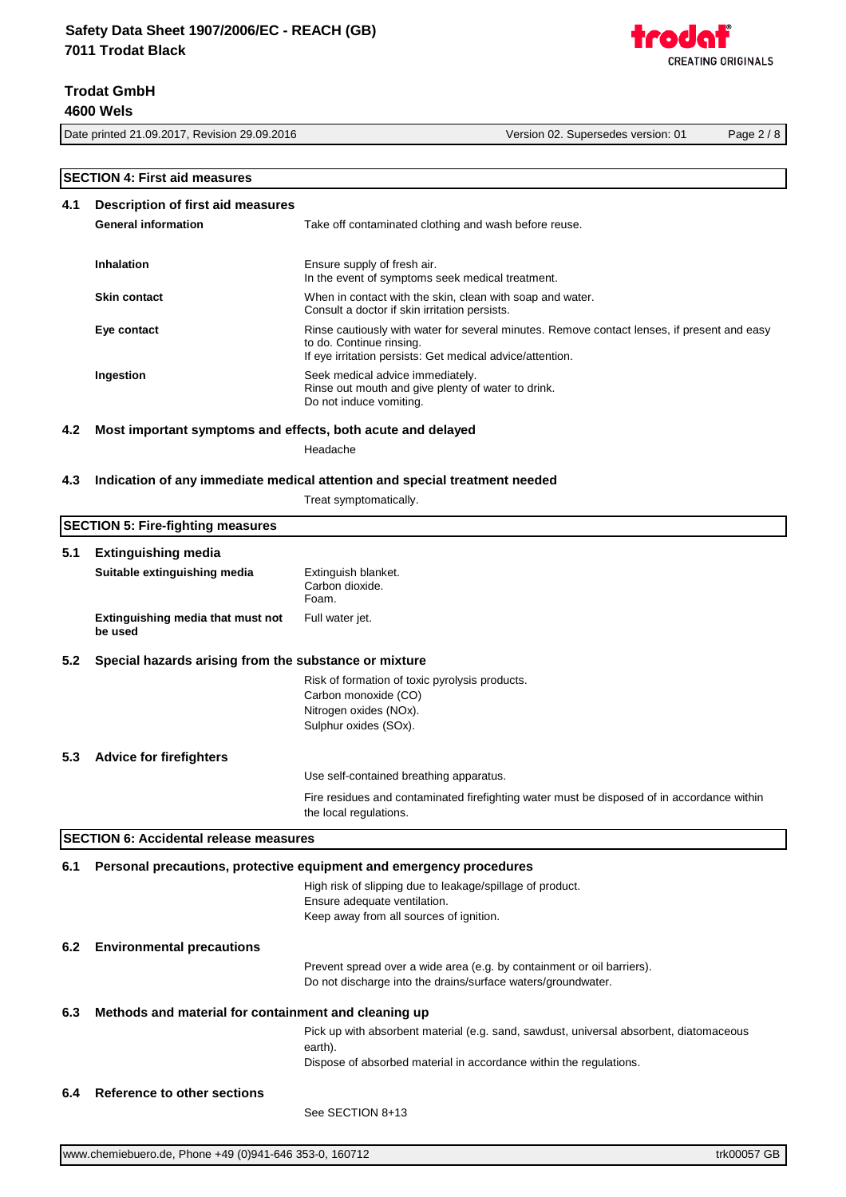## SECTION 4: First aid measures

### 4.1 Description of first aid measures

**General information**
Take off contaminated clothing and wash before reuse.

**Inhalation**
Ensure supply of fresh air.
In the event of symptoms seek medical treatment.

**Skin contact**
When in contact with the skin, clean with soap and water.
Consult a doctor if skin irritation persists.

**Eye contact**
Rinse cautiously with water for several minutes. Remove contact lenses, if present and easy to do. Continue rinsing.
If eye irritation persists: Get medical advice/attention.

**Ingestion**
Seek medical advice immediately.
Rinse out mouth and give plenty of water to drink.
Do not induce vomiting.

### 4.2 Most important symptoms and effects, both acute and delayed

Headache

### 4.3 Indication of any immediate medical attention and special treatment needed

Treat symptomatically.

## SECTION 5: Fire-fighting measures

### 5.1 Extinguishing media

**Suitable extinguishing media**
Extinguish blanket.
Carbon dioxide.
Foam.

**Extinguishing media that must not be used**
Full water jet.

### 5.2 Special hazards arising from the substance or mixture

Risk of formation of toxic pyrolysis products.
Carbon monoxide (CO)
Nitrogen oxides (NOx).
Sulphur oxides (SOx).

### 5.3 Advice for firefighters

Use self-contained breathing apparatus.

Fire residues and contaminated firefighting water must be disposed of in accordance within the local regulations.

## SECTION 6: Accidental release measures

### 6.1 Personal precautions, protective equipment and emergency procedures

High risk of slipping due to leakage/spillage of product.
Ensure adequate ventilation.
Keep away from all sources of ignition.

### 6.2 Environmental precautions

Prevent spread over a wide area (e.g. by containment or oil barriers).
Do not discharge into the drains/surface waters/groundwater.

### 6.3 Methods and material for containment and cleaning up

Pick up with absorbent material (e.g. sand, sawdust, universal absorbent, diatomaceous earth).
Dispose of absorbed material in accordance within the regulations.

### 6.4 Reference to other sections

See SECTION 8+13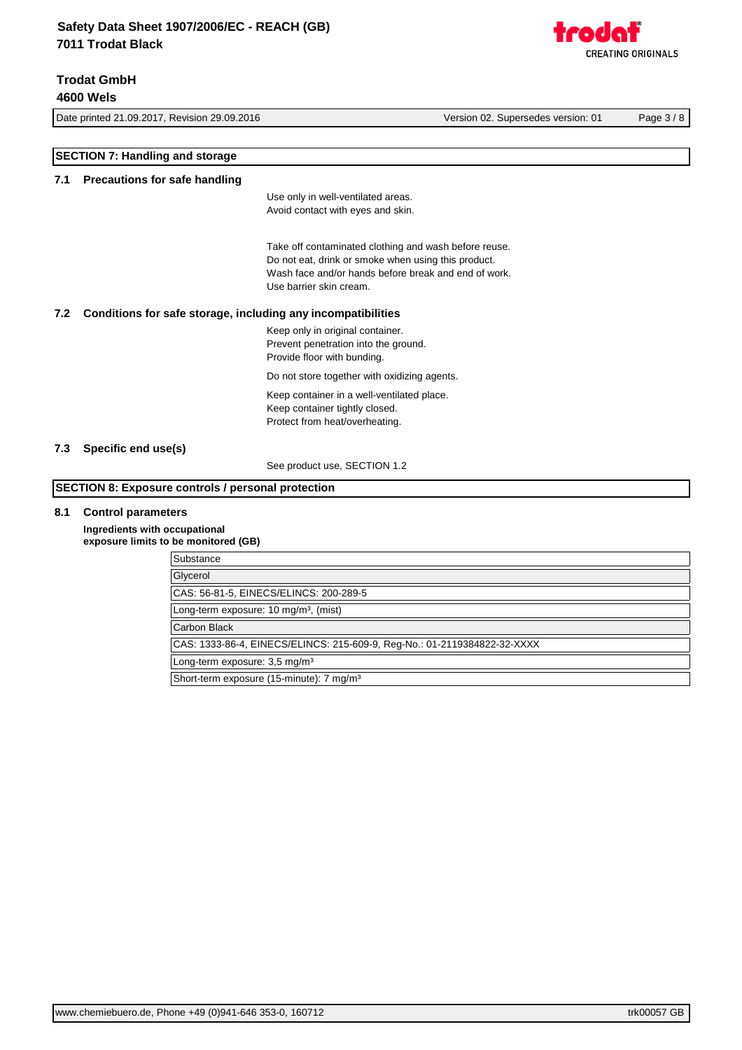## SECTION 7: Handling and storage

### 7.1 Precautions for safe handling

Use only in well-ventilated areas.
Avoid contact with eyes and skin.

Take off contaminated clothing and wash before reuse.
Do not eat, drink or smoke when using this product.
Wash face and/or hands before break and end of work.
Use barrier skin cream.

### 7.2 Conditions for safe storage, including any incompatibilities

Keep only in original container.
Prevent penetration into the ground.
Provide floor with bunding.

Do not store together with oxidizing agents.

Keep container in a well-ventilated place.
Keep container tightly closed.
Protect from heat/overheating.

### 7.3 Specific end use(s)

See product use, SECTION 1.2

## SECTION 8: Exposure controls / personal protection

### 8.1 Control parameters

**Ingredients with occupational exposure limits to be monitored (GB)**

| Substance |
|---|
| Glycerol |
| CAS: 56-81-5, EINECS/ELINCS: 200-289-5 |
| Long-term exposure: 10 mg/m³, (mist) |
| Carbon Black |
| CAS: 1333-86-4, EINECS/ELINCS: 215-609-9, Reg-No.: 01-2119384822-32-XXXX |
| Long-term exposure: 3,5 mg/m³ |
| Short-term exposure (15-minute): 7 mg/m³ |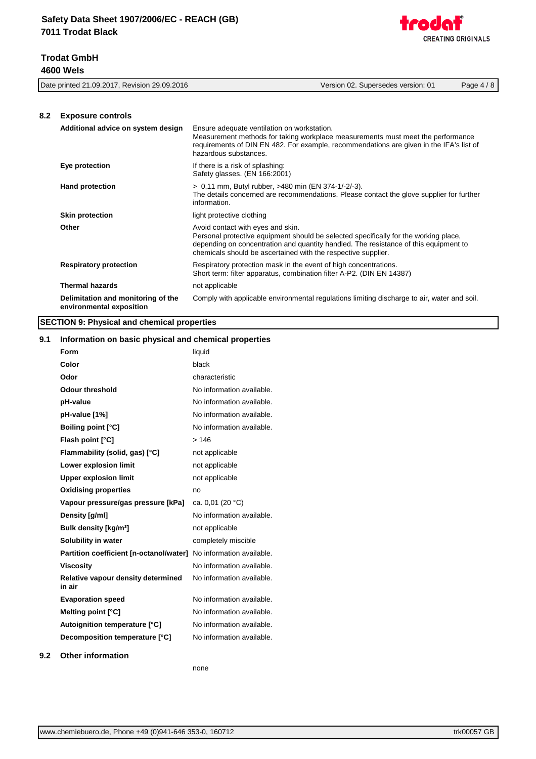### 8.2 Exposure controls

| | |
|---|---|
| **Additional advice on system design** | Ensure adequate ventilation on workstation. Measurement methods for taking workplace measurements must meet the performance requirements of DIN EN 482. For example, recommendations are given in the IFA's list of hazardous substances. |
| **Eye protection** | If there is a risk of splashing: Safety glasses. (EN 166:2001) |
| **Hand protection** | > 0,11 mm, Butyl rubber, >480 min (EN 374-1/-2/-3). The details concerned are recommendations. Please contact the glove supplier for further information. |
| **Skin protection** | light protective clothing |
| **Other** | Avoid contact with eyes and skin. Personal protective equipment should be selected specifically for the working place, depending on concentration and quantity handled. The resistance of this equipment to chemicals should be ascertained with the respective supplier. |
| **Respiratory protection** | Respiratory protection mask in the event of high concentrations. Short term: filter apparatus, combination filter A-P2. (DIN EN 14387) |
| **Thermal hazards** | not applicable |
| **Delimitation and monitoring of the environmental exposition** | Comply with applicable environmental regulations limiting discharge to air, water and soil. |

## SECTION 9: Physical and chemical properties

### 9.1 Information on basic physical and chemical properties

| | |
|---|---|
| **Form** | liquid |
| **Color** | black |
| **Odor** | characteristic |
| **Odour threshold** | No information available. |
| **pH-value** | No information available. |
| **pH-value [1%]** | No information available. |
| **Boiling point [°C]** | No information available. |
| **Flash point [°C]** | > 146 |
| **Flammability (solid, gas) [°C]** | not applicable |
| **Lower explosion limit** | not applicable |
| **Upper explosion limit** | not applicable |
| **Oxidising properties** | no |
| **Vapour pressure/gas pressure [kPa]** | ca. 0,01 (20 °C) |
| **Density [g/ml]** | No information available. |
| **Bulk density [kg/m³]** | not applicable |
| **Solubility in water** | completely miscible |
| **Partition coefficient [n-octanol/water]** | No information available. |
| **Viscosity** | No information available. |
| **Relative vapour density determined in air** | No information available. |
| **Evaporation speed** | No information available. |
| **Melting point [°C]** | No information available. |
| **Autoignition temperature [°C]** | No information available. |
| **Decomposition temperature [°C]** | No information available. |

### 9.2 Other information

none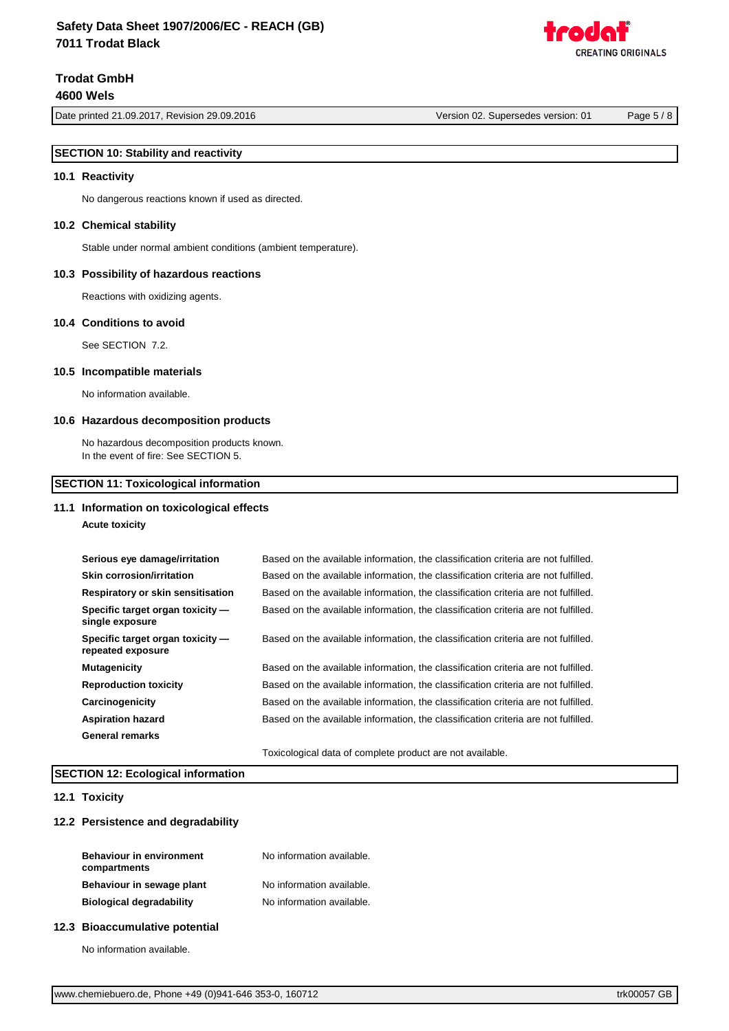## SECTION 10: Stability and reactivity

### 10.1 Reactivity

No dangerous reactions known if used as directed.

### 10.2 Chemical stability

Stable under normal ambient conditions (ambient temperature).

### 10.3 Possibility of hazardous reactions

Reactions with oxidizing agents.

### 10.4 Conditions to avoid

See SECTION 7.2.

### 10.5 Incompatible materials

No information available.

### 10.6 Hazardous decomposition products

No hazardous decomposition products known.
In the event of fire: See SECTION 5.

## SECTION 11: Toxicological information

### 11.1 Information on toxicological effects

**Acute toxicity**

| | |
|---|---|
| **Serious eye damage/irritation** | Based on the available information, the classification criteria are not fulfilled. |
| **Skin corrosion/irritation** | Based on the available information, the classification criteria are not fulfilled. |
| **Respiratory or skin sensitisation** | Based on the available information, the classification criteria are not fulfilled. |
| **Specific target organ toxicity — single exposure** | Based on the available information, the classification criteria are not fulfilled. |
| **Specific target organ toxicity — repeated exposure** | Based on the available information, the classification criteria are not fulfilled. |
| **Mutagenicity** | Based on the available information, the classification criteria are not fulfilled. |
| **Reproduction toxicity** | Based on the available information, the classification criteria are not fulfilled. |
| **Carcinogenicity** | Based on the available information, the classification criteria are not fulfilled. |
| **Aspiration hazard** | Based on the available information, the classification criteria are not fulfilled. |
| **General remarks** | |
| | Toxicological data of complete product are not available. |

## SECTION 12: Ecological information

### 12.1 Toxicity

### 12.2 Persistence and degradability

| | |
|---|---|
| **Behaviour in environment compartments** | No information available. |
| **Behaviour in sewage plant** | No information available. |
| **Biological degradability** | No information available. |

### 12.3 Bioaccumulative potential

No information available.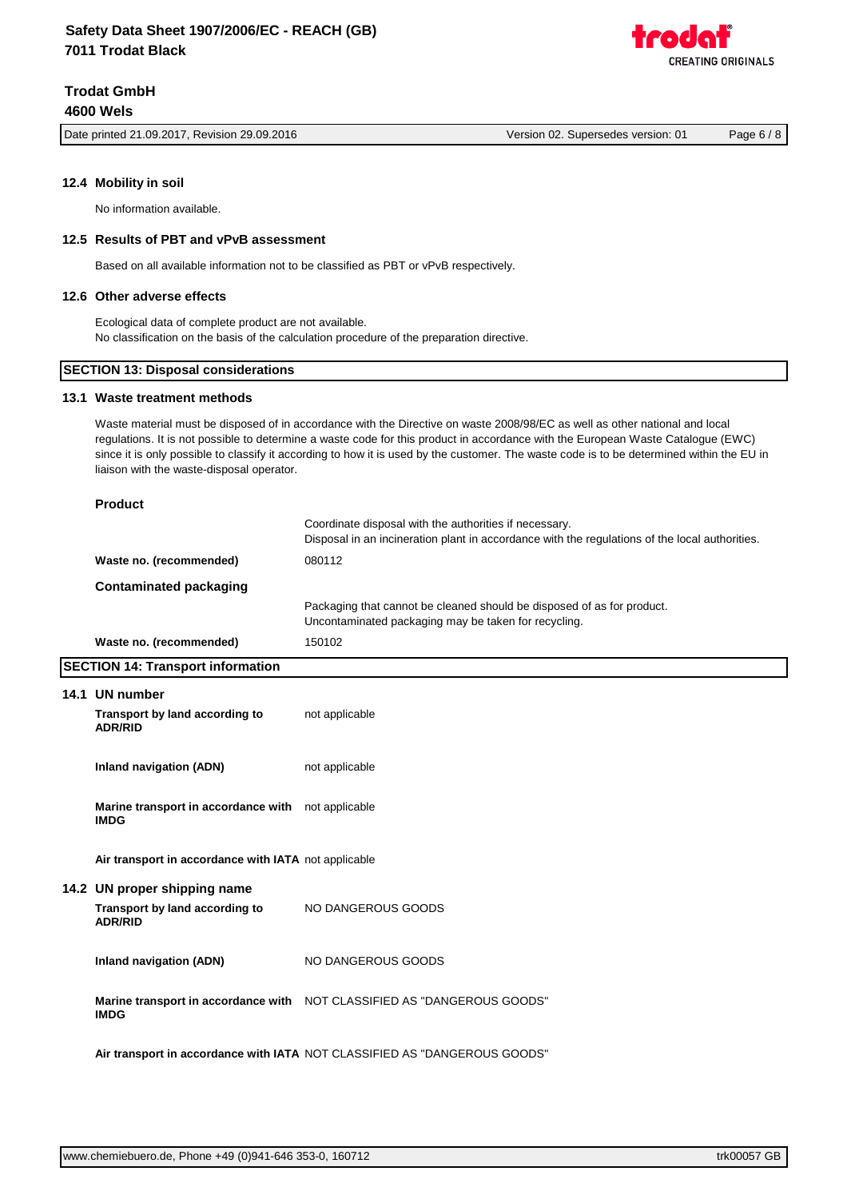### 12.4 Mobility in soil

No information available.

### 12.5 Results of PBT and vPvB assessment

Based on all available information not to be classified as PBT or vPvB respectively.

### 12.6 Other adverse effects

Ecological data of complete product are not available.
No classification on the basis of the calculation procedure of the preparation directive.

## SECTION 13: Disposal considerations

### 13.1 Waste treatment methods

Waste material must be disposed of in accordance with the Directive on waste 2008/98/EC as well as other national and local regulations. It is not possible to determine a waste code for this product in accordance with the European Waste Catalogue (EWC) since it is only possible to classify it according to how it is used by the customer. The waste code is to be determined within the EU in liaison with the waste-disposal operator.

**Product**

Coordinate disposal with the authorities if necessary.
Disposal in an incineration plant in accordance with the regulations of the local authorities.

**Waste no. (recommended)** 080112

**Contaminated packaging**

Packaging that cannot be cleaned should be disposed of as for product.
Uncontaminated packaging may be taken for recycling.

**Waste no. (recommended)** 150102

## SECTION 14: Transport information

### 14.1 UN number

| | |
|---|---|
| **Transport by land according to ADR/RID** | not applicable |
| **Inland navigation (ADN)** | not applicable |
| **Marine transport in accordance with IMDG** | not applicable |
| **Air transport in accordance with IATA** | not applicable |

### 14.2 UN proper shipping name

| | |
|---|---|
| **Transport by land according to ADR/RID** | NO DANGEROUS GOODS |
| **Inland navigation (ADN)** | NO DANGEROUS GOODS |
| **Marine transport in accordance with IMDG** | NOT CLASSIFIED AS "DANGEROUS GOODS" |
| **Air transport in accordance with IATA** | NOT CLASSIFIED AS "DANGEROUS GOODS" |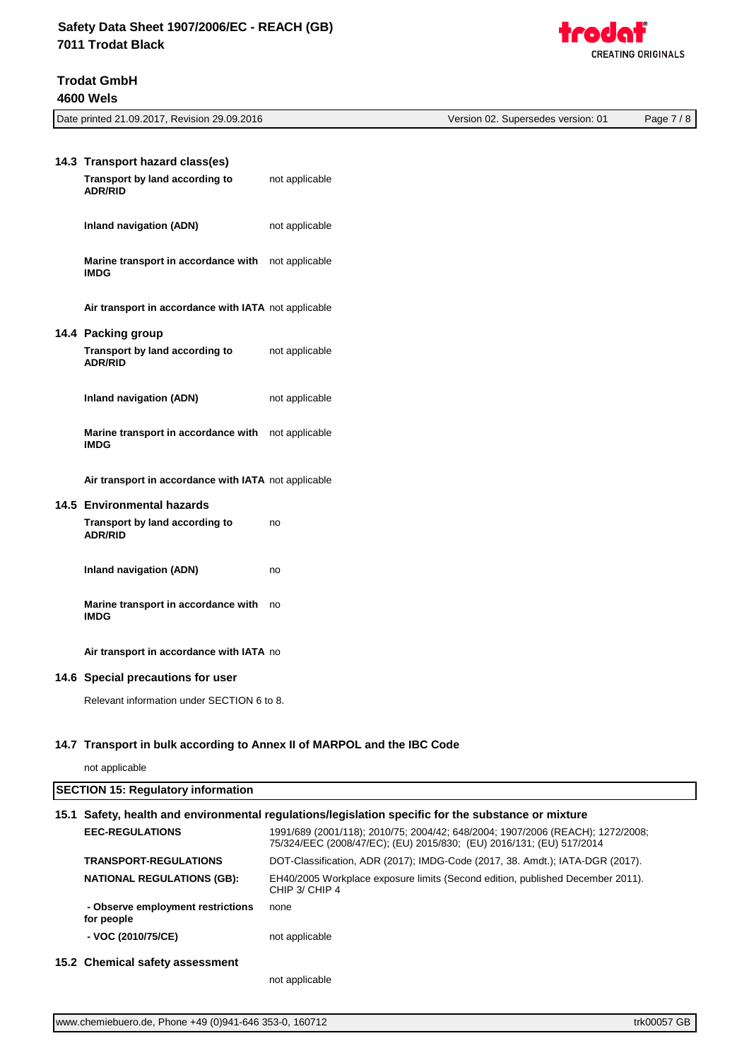### 14.3 Transport hazard class(es)

| | |
|---|---|
| **Transport by land according to ADR/RID** | not applicable |
| **Inland navigation (ADN)** | not applicable |
| **Marine transport in accordance with IMDG** | not applicable |
| **Air transport in accordance with IATA** | not applicable |

### 14.4 Packing group

| | |
|---|---|
| **Transport by land according to ADR/RID** | not applicable |
| **Inland navigation (ADN)** | not applicable |
| **Marine transport in accordance with IMDG** | not applicable |
| **Air transport in accordance with IATA** | not applicable |

### 14.5 Environmental hazards

| | |
|---|---|
| **Transport by land according to ADR/RID** | no |
| **Inland navigation (ADN)** | no |
| **Marine transport in accordance with IMDG** | no |
| **Air transport in accordance with IATA** | no |

### 14.6 Special precautions for user

Relevant information under SECTION 6 to 8.

### 14.7 Transport in bulk according to Annex II of MARPOL and the IBC Code

not applicable

## SECTION 15: Regulatory information

### 15.1 Safety, health and environmental regulations/legislation specific for the substance or mixture

| | |
|---|---|
| **EEC-REGULATIONS** | 1991/689 (2001/118); 2010/75; 2004/42; 648/2004; 1907/2006 (REACH); 1272/2008; 75/324/EEC (2008/47/EC); (EU) 2015/830; (EU) 2016/131; (EU) 517/2014 |
| **TRANSPORT-REGULATIONS** | DOT-Classification, ADR (2017); IMDG-Code (2017, 38. Amdt.); IATA-DGR (2017). |
| **NATIONAL REGULATIONS (GB):** | EH40/2005 Workplace exposure limits (Second edition, published December 2011). CHIP 3/ CHIP 4 |
| **- Observe employment restrictions for people** | none |
| **- VOC (2010/75/CE)** | not applicable |

### 15.2 Chemical safety assessment

not applicable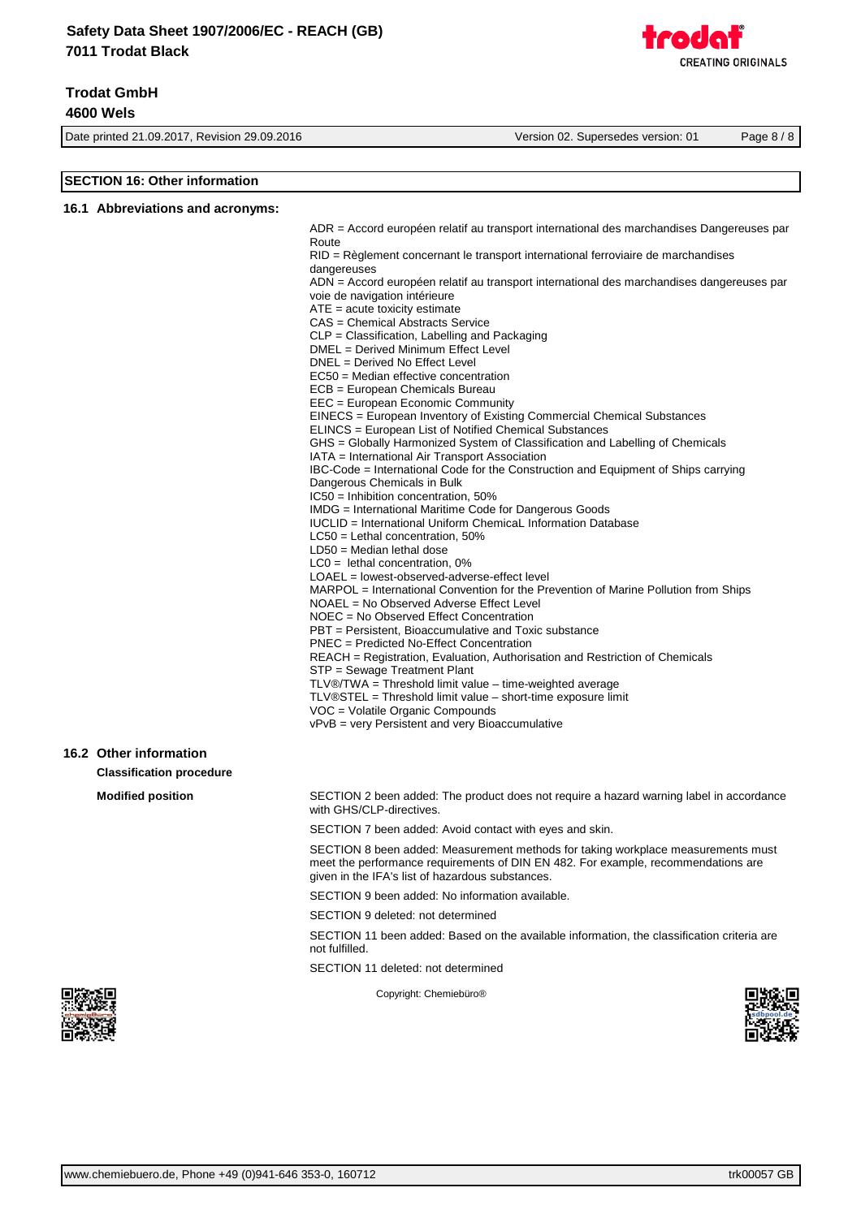## SECTION 16: Other information

### 16.1 Abbreviations and acronyms:

ADR = Accord européen relatif au transport international des marchandises Dangereuses par Route
RID = Règlement concernant le transport international ferroviaire de marchandises dangereuses
ADN = Accord européen relatif au transport international des marchandises dangereuses par voie de navigation intérieure
ATE = acute toxicity estimate
CAS = Chemical Abstracts Service
CLP = Classification, Labelling and Packaging
DMEL = Derived Minimum Effect Level
DNEL = Derived No Effect Level
EC50 = Median effective concentration
ECB = European Chemicals Bureau
EEC = European Economic Community
EINECS = European Inventory of Existing Commercial Chemical Substances
ELINCS = European List of Notified Chemical Substances
GHS = Globally Harmonized System of Classification and Labelling of Chemicals
IATA = International Air Transport Association
IBC-Code = International Code for the Construction and Equipment of Ships carrying Dangerous Chemicals in Bulk
IC50 = Inhibition concentration, 50%
IMDG = International Maritime Code for Dangerous Goods
IUCLID = International Uniform ChemicaL Information Database
LC50 = Lethal concentration, 50%
LD50 = Median lethal dose
LC0 = lethal concentration, 0%
LOAEL = lowest-observed-adverse-effect level
MARPOL = International Convention for the Prevention of Marine Pollution from Ships
NOAEL = No Observed Adverse Effect Level
NOEC = No Observed Effect Concentration
PBT = Persistent, Bioaccumulative and Toxic substance
PNEC = Predicted No-Effect Concentration
REACH = Registration, Evaluation, Authorisation and Restriction of Chemicals
STP = Sewage Treatment Plant
TLV®/TWA = Threshold limit value – time-weighted average
TLV®STEL = Threshold limit value – short-time exposure limit
VOC = Volatile Organic Compounds
vPvB = very Persistent and very Bioaccumulative

### 16.2 Other information

**Classification procedure**

**Modified position**

SECTION 2 been added: The product does not require a hazard warning label in accordance with GHS/CLP-directives.

SECTION 7 been added: Avoid contact with eyes and skin.

SECTION 8 been added: Measurement methods for taking workplace measurements must meet the performance requirements of DIN EN 482. For example, recommendations are given in the IFA's list of hazardous substances.

SECTION 9 been added: No information available.

SECTION 9 deleted: not determined

SECTION 11 been added: Based on the available information, the classification criteria are not fulfilled.

SECTION 11 deleted: not determined

Copyright: Chemiebüro®